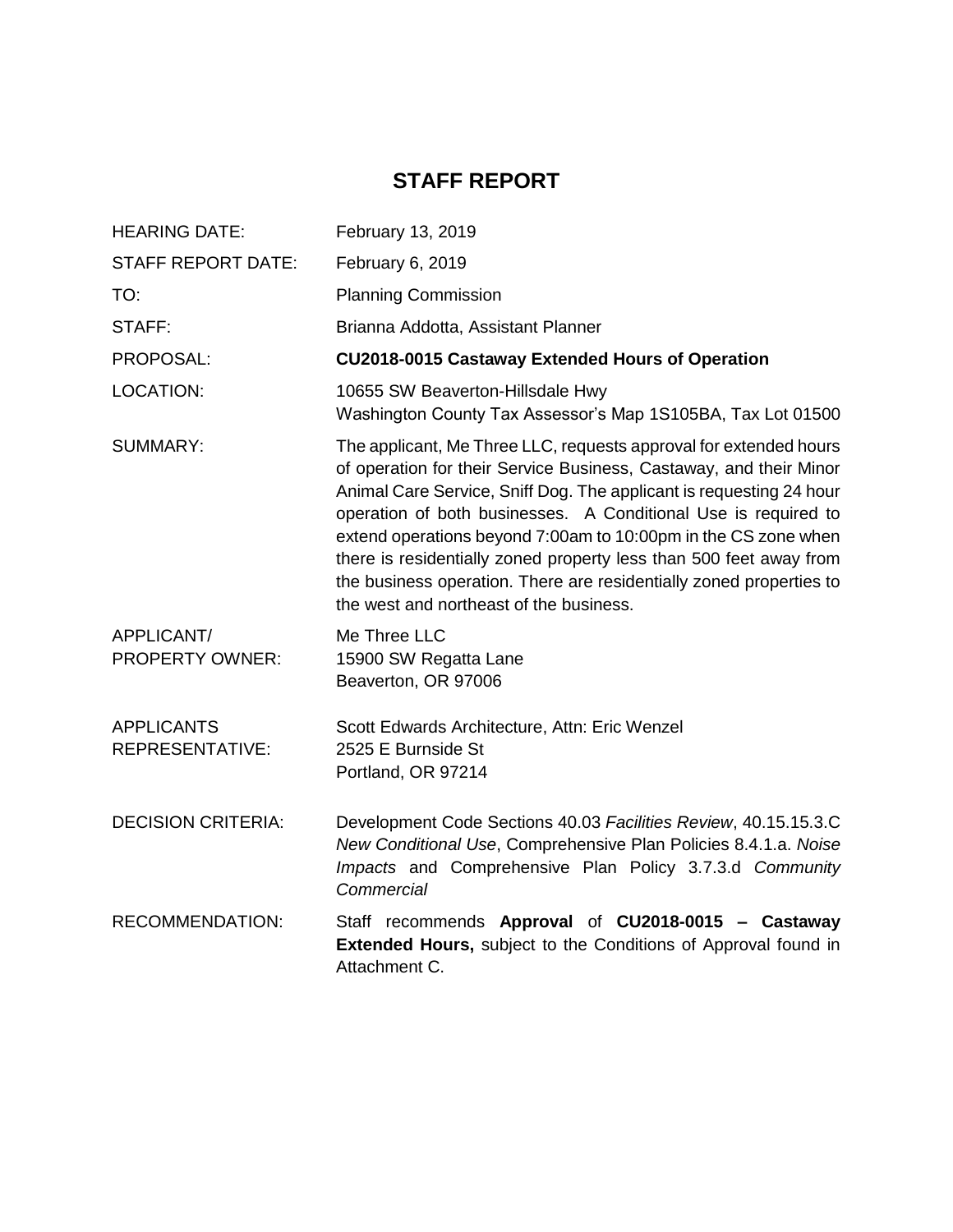# STAFF REPORT

| | |
|---|---|
| HEARING DATE: | February 13, 2019 |
| STAFF REPORT DATE: | February 6, 2019 |
| TO: | Planning Commission |
| STAFF: | Brianna Addotta, Assistant Planner |
| PROPOSAL: | **CU2018-0015 Castaway Extended Hours of Operation** |
| LOCATION: | 10655 SW Beaverton-Hillsdale Hwy<br>Washington County Tax Assessor's Map 1S105BA, Tax Lot 01500 |
| SUMMARY: | The applicant, Me Three LLC, requests approval for extended hours of operation for their Service Business, Castaway, and their Minor Animal Care Service, Sniff Dog. The applicant is requesting 24 hour operation of both businesses. A Conditional Use is required to extend operations beyond 7:00am to 10:00pm in the CS zone when there is residentially zoned property less than 500 feet away from the business operation. There are residentially zoned properties to the west and northeast of the business. |
| APPLICANT/<br>PROPERTY OWNER: | Me Three LLC<br>15900 SW Regatta Lane<br>Beaverton, OR 97006 |
| APPLICANTS<br>REPRESENTATIVE: | Scott Edwards Architecture, Attn: Eric Wenzel<br>2525 E Burnside St<br>Portland, OR 97214 |
| DECISION CRITERIA: | Development Code Sections 40.03 *Facilities Review*, 40.15.15.3.C *New Conditional Use*, Comprehensive Plan Policies 8.4.1.a. *Noise Impacts* and Comprehensive Plan Policy 3.7.3.d *Community Commercial* |
| RECOMMENDATION: | Staff recommends **Approval** of **CU2018-0015 – Castaway Extended Hours,** subject to the Conditions of Approval found in Attachment C. |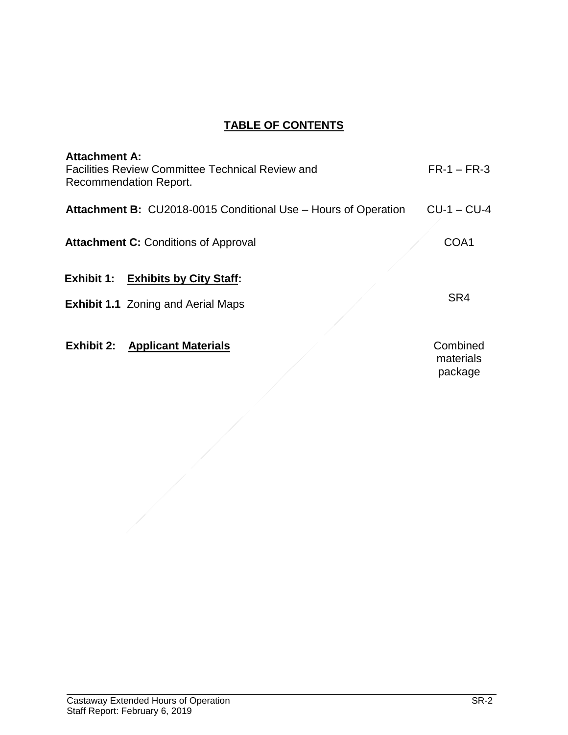# TABLE OF CONTENTS

| | |
|---|---|
| **Attachment A:** Facilities Review Committee Technical Review and Recommendation Report. | FR-1 – FR-3 |
| **Attachment B:** CU2018-0015 Conditional Use – Hours of Operation | CU-1 – CU-4 |
| **Attachment C:** Conditions of Approval | COA1 |
| **Exhibit 1:** **Exhibits by City Staff:** | |
| **Exhibit 1.1** Zoning and Aerial Maps | SR4 |
| **Exhibit 2:** **Applicant Materials** | Combined materials package |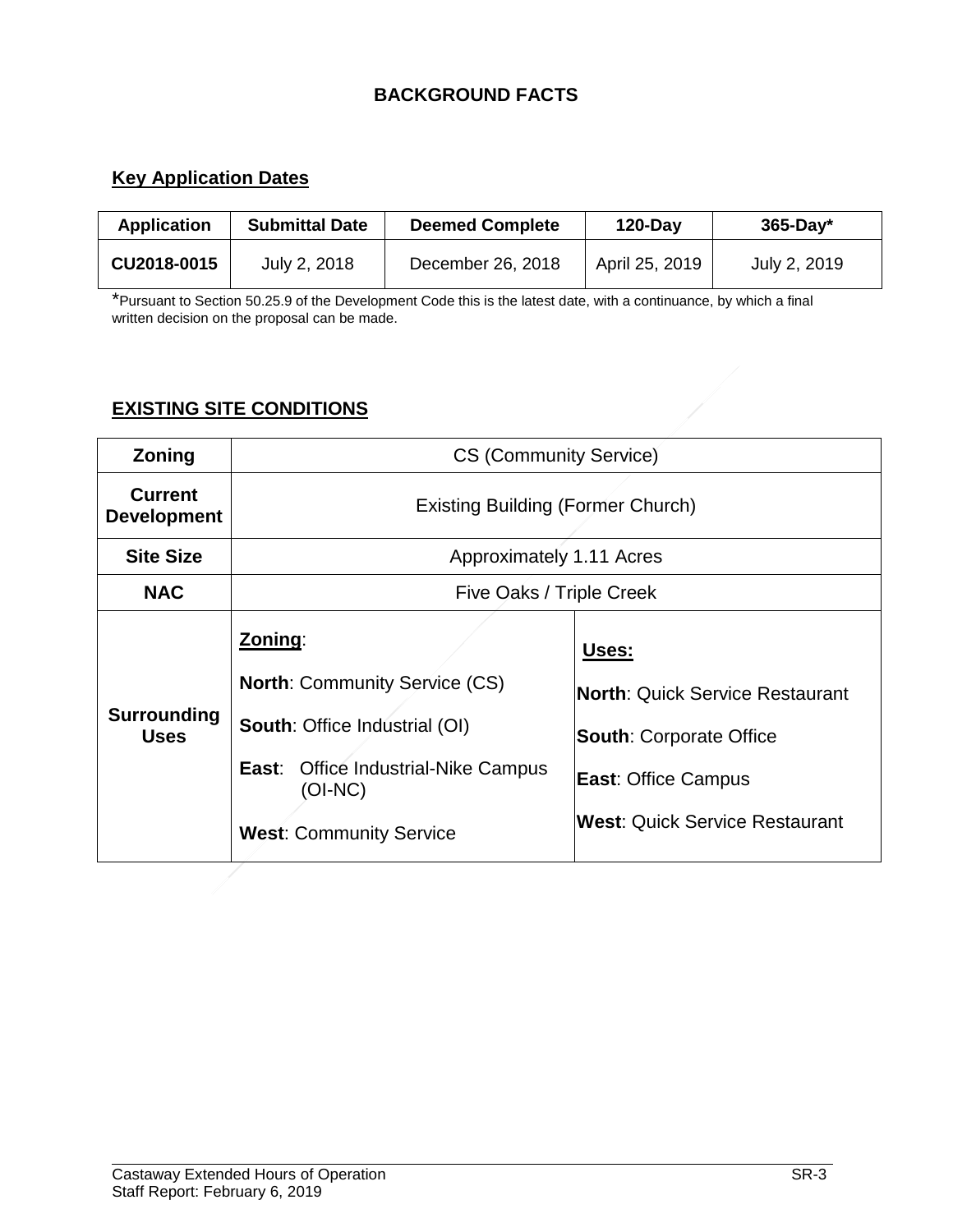## BACKGROUND FACTS

### Key Application Dates

| Application | Submittal Date | Deemed Complete | 120-Day | 365-Day* |
|---|---|---|---|---|
| CU2018-0015 | July 2, 2018 | December 26, 2018 | April 25, 2019 | July 2, 2019 |

*Pursuant to Section 50.25.9 of the Development Code this is the latest date, with a continuance, by which a final written decision on the proposal can be made.

### EXISTING SITE CONDITIONS

| Zoning | CS (Community Service) | |
|---|---|---|
| **Current Development** | Existing Building (Former Church) | |
| **Site Size** | Approximately 1.11 Acres | |
| **NAC** | Five Oaks / Triple Creek | |
| **Surrounding Uses** | **Zoning**:<br>**North**: Community Service (CS)<br>**South**: Office Industrial (OI)<br>**East**: Office Industrial-Nike Campus (OI-NC)<br>**West**: Community Service | **Uses:**<br>**North**: Quick Service Restaurant<br>**South**: Corporate Office<br>**East**: Office Campus<br>**West**: Quick Service Restaurant |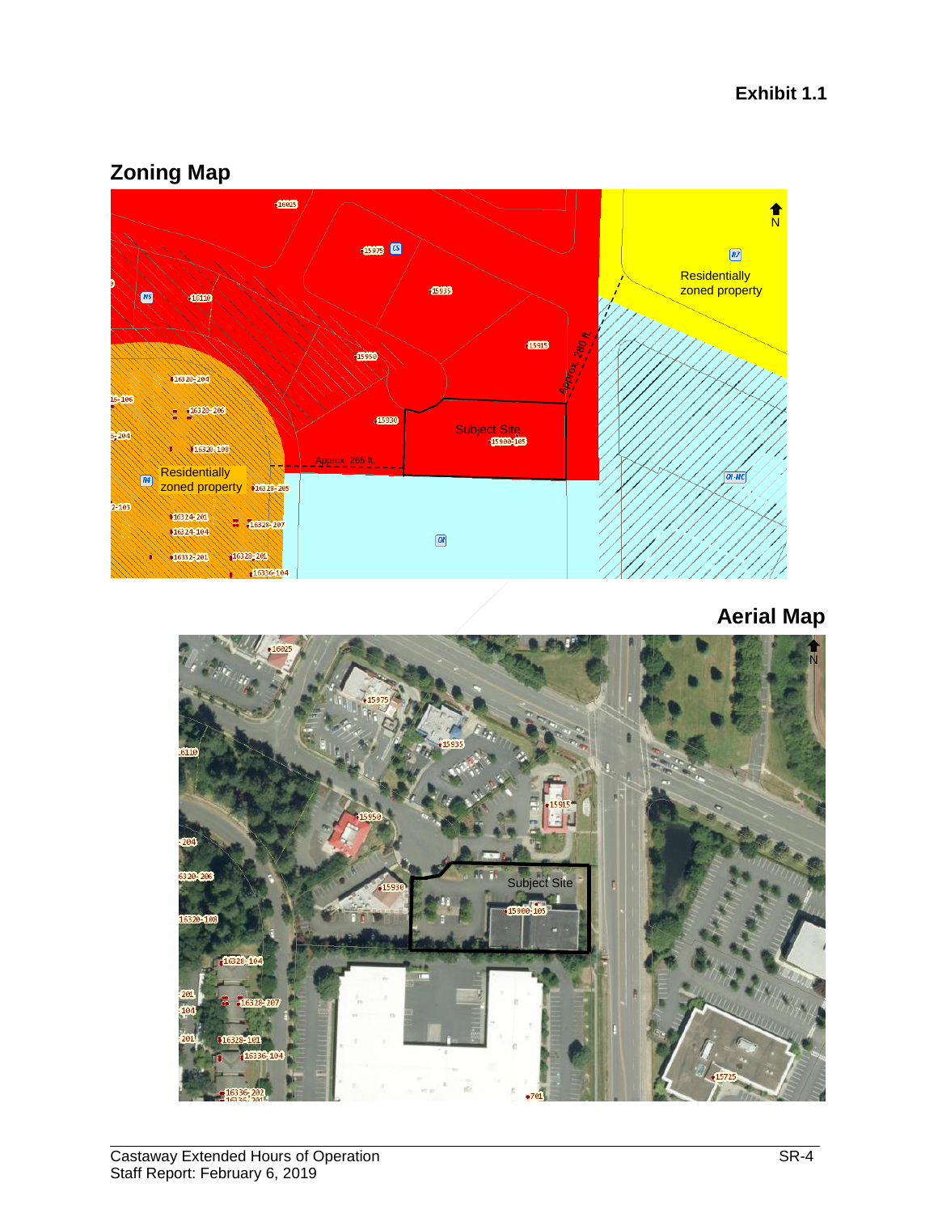**Exhibit 1.1**

## Zoning Map

## Aerial Map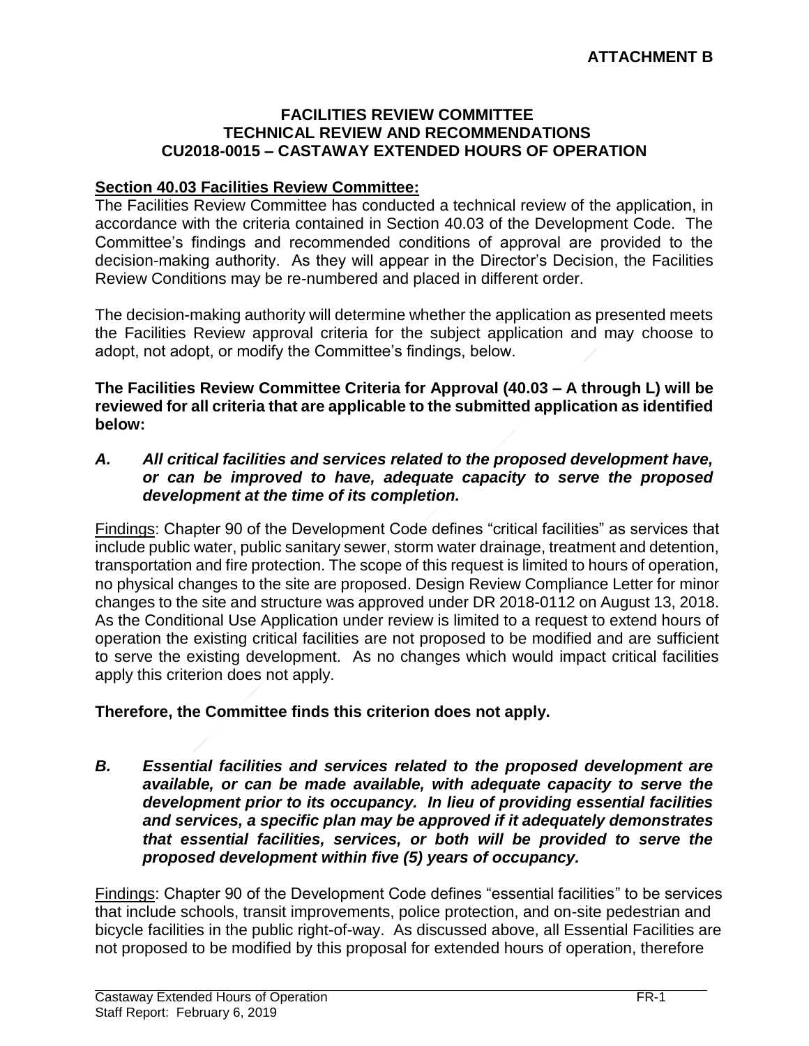**ATTACHMENT B**

**FACILITIES REVIEW COMMITTEE**
**TECHNICAL REVIEW AND RECOMMENDATIONS**
**CU2018-0015 – CASTAWAY EXTENDED HOURS OF OPERATION**

**Section 40.03 Facilities Review Committee:**

The Facilities Review Committee has conducted a technical review of the application, in accordance with the criteria contained in Section 40.03 of the Development Code. The Committee's findings and recommended conditions of approval are provided to the decision-making authority. As they will appear in the Director's Decision, the Facilities Review Conditions may be re-numbered and placed in different order.

The decision-making authority will determine whether the application as presented meets the Facilities Review approval criteria for the subject application and may choose to adopt, not adopt, or modify the Committee's findings, below.

**The Facilities Review Committee Criteria for Approval (40.03 – A through L) will be reviewed for all criteria that are applicable to the submitted application as identified below:**

***A. All critical facilities and services related to the proposed development have, or can be improved to have, adequate capacity to serve the proposed development at the time of its completion.***

Findings: Chapter 90 of the Development Code defines "critical facilities" as services that include public water, public sanitary sewer, storm water drainage, treatment and detention, transportation and fire protection. The scope of this request is limited to hours of operation, no physical changes to the site are proposed. Design Review Compliance Letter for minor changes to the site and structure was approved under DR 2018-0112 on August 13, 2018. As the Conditional Use Application under review is limited to a request to extend hours of operation the existing critical facilities are not proposed to be modified and are sufficient to serve the existing development. As no changes which would impact critical facilities apply this criterion does not apply.

**Therefore, the Committee finds this criterion does not apply.**

***B. Essential facilities and services related to the proposed development are available, or can be made available, with adequate capacity to serve the development prior to its occupancy. In lieu of providing essential facilities and services, a specific plan may be approved if it adequately demonstrates that essential facilities, services, or both will be provided to serve the proposed development within five (5) years of occupancy.***

Findings: Chapter 90 of the Development Code defines "essential facilities" to be services that include schools, transit improvements, police protection, and on-site pedestrian and bicycle facilities in the public right-of-way. As discussed above, all Essential Facilities are not proposed to be modified by this proposal for extended hours of operation, therefore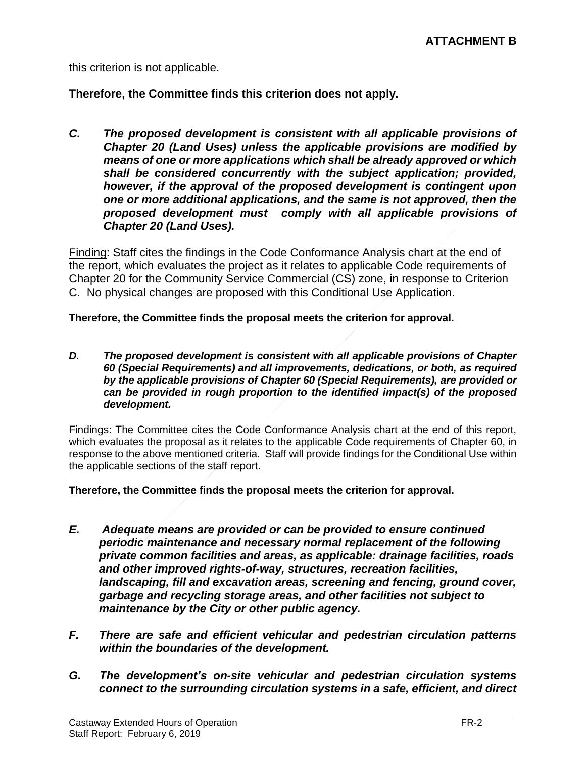this criterion is not applicable.

**Therefore, the Committee finds this criterion does not apply.**

***C. The proposed development is consistent with all applicable provisions of Chapter 20 (Land Uses) unless the applicable provisions are modified by means of one or more applications which shall be already approved or which shall be considered concurrently with the subject application; provided, however, if the approval of the proposed development is contingent upon one or more additional applications, and the same is not approved, then the proposed development must comply with all applicable provisions of Chapter 20 (Land Uses).***

Finding: Staff cites the findings in the Code Conformance Analysis chart at the end of the report, which evaluates the project as it relates to applicable Code requirements of Chapter 20 for the Community Service Commercial (CS) zone, in response to Criterion C. No physical changes are proposed with this Conditional Use Application.

**Therefore, the Committee finds the proposal meets the criterion for approval.**

***D. The proposed development is consistent with all applicable provisions of Chapter 60 (Special Requirements) and all improvements, dedications, or both, as required by the applicable provisions of Chapter 60 (Special Requirements), are provided or can be provided in rough proportion to the identified impact(s) of the proposed development.***

Findings: The Committee cites the Code Conformance Analysis chart at the end of this report, which evaluates the proposal as it relates to the applicable Code requirements of Chapter 60, in response to the above mentioned criteria. Staff will provide findings for the Conditional Use within the applicable sections of the staff report.

**Therefore, the Committee finds the proposal meets the criterion for approval.**

***E. Adequate means are provided or can be provided to ensure continued periodic maintenance and necessary normal replacement of the following private common facilities and areas, as applicable: drainage facilities, roads and other improved rights-of-way, structures, recreation facilities, landscaping, fill and excavation areas, screening and fencing, ground cover, garbage and recycling storage areas, and other facilities not subject to maintenance by the City or other public agency.***

***F. There are safe and efficient vehicular and pedestrian circulation patterns within the boundaries of the development.***

***G. The development's on-site vehicular and pedestrian circulation systems connect to the surrounding circulation systems in a safe, efficient, and direct***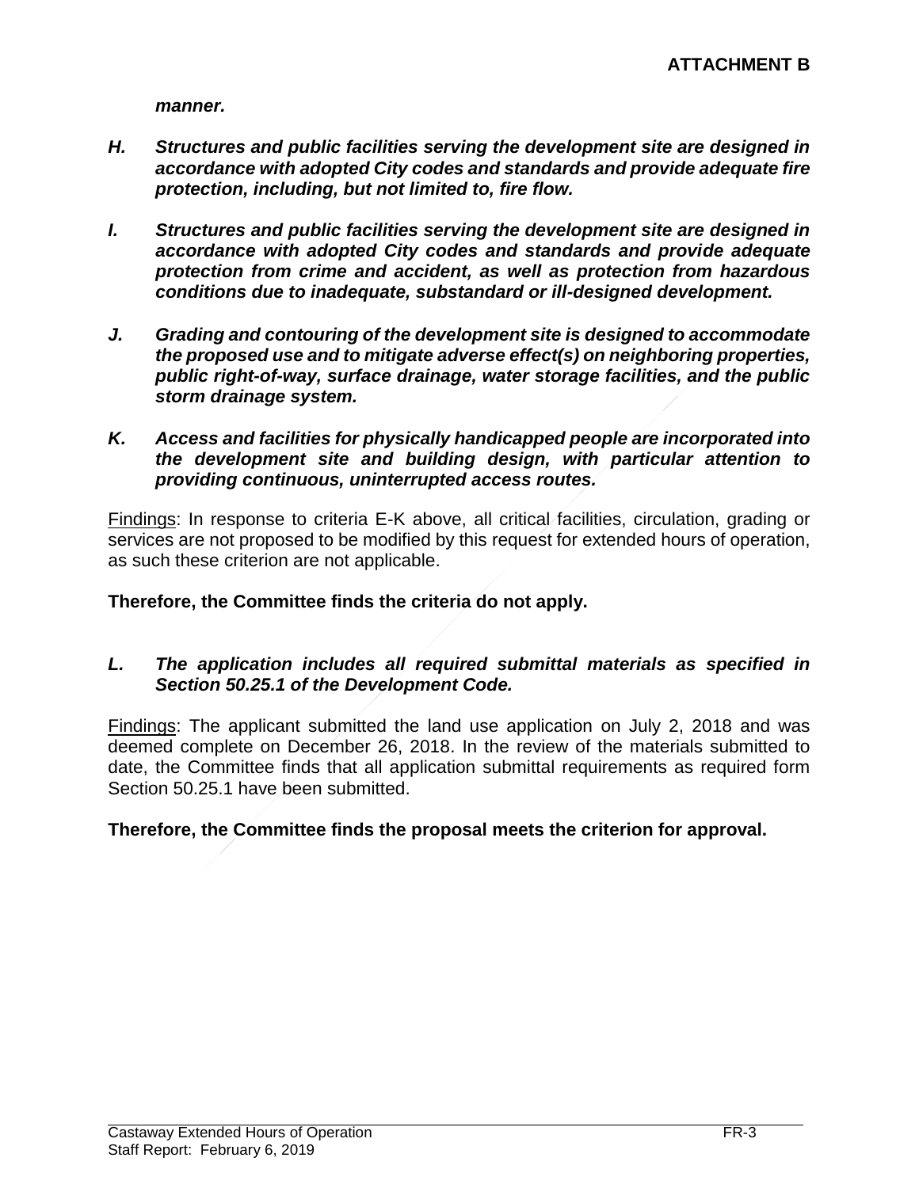***manner.***

***H. Structures and public facilities serving the development site are designed in accordance with adopted City codes and standards and provide adequate fire protection, including, but not limited to, fire flow.***

***I. Structures and public facilities serving the development site are designed in accordance with adopted City codes and standards and provide adequate protection from crime and accident, as well as protection from hazardous conditions due to inadequate, substandard or ill-designed development.***

***J. Grading and contouring of the development site is designed to accommodate the proposed use and to mitigate adverse effect(s) on neighboring properties, public right-of-way, surface drainage, water storage facilities, and the public storm drainage system.***

***K. Access and facilities for physically handicapped people are incorporated into the development site and building design, with particular attention to providing continuous, uninterrupted access routes.***

Findings: In response to criteria E-K above, all critical facilities, circulation, grading or services are not proposed to be modified by this request for extended hours of operation, as such these criterion are not applicable.

**Therefore, the Committee finds the criteria do not apply.**

***L. The application includes all required submittal materials as specified in Section 50.25.1 of the Development Code.***

Findings: The applicant submitted the land use application on July 2, 2018 and was deemed complete on December 26, 2018. In the review of the materials submitted to date, the Committee finds that all application submittal requirements as required form Section 50.25.1 have been submitted.

**Therefore, the Committee finds the proposal meets the criterion for approval.**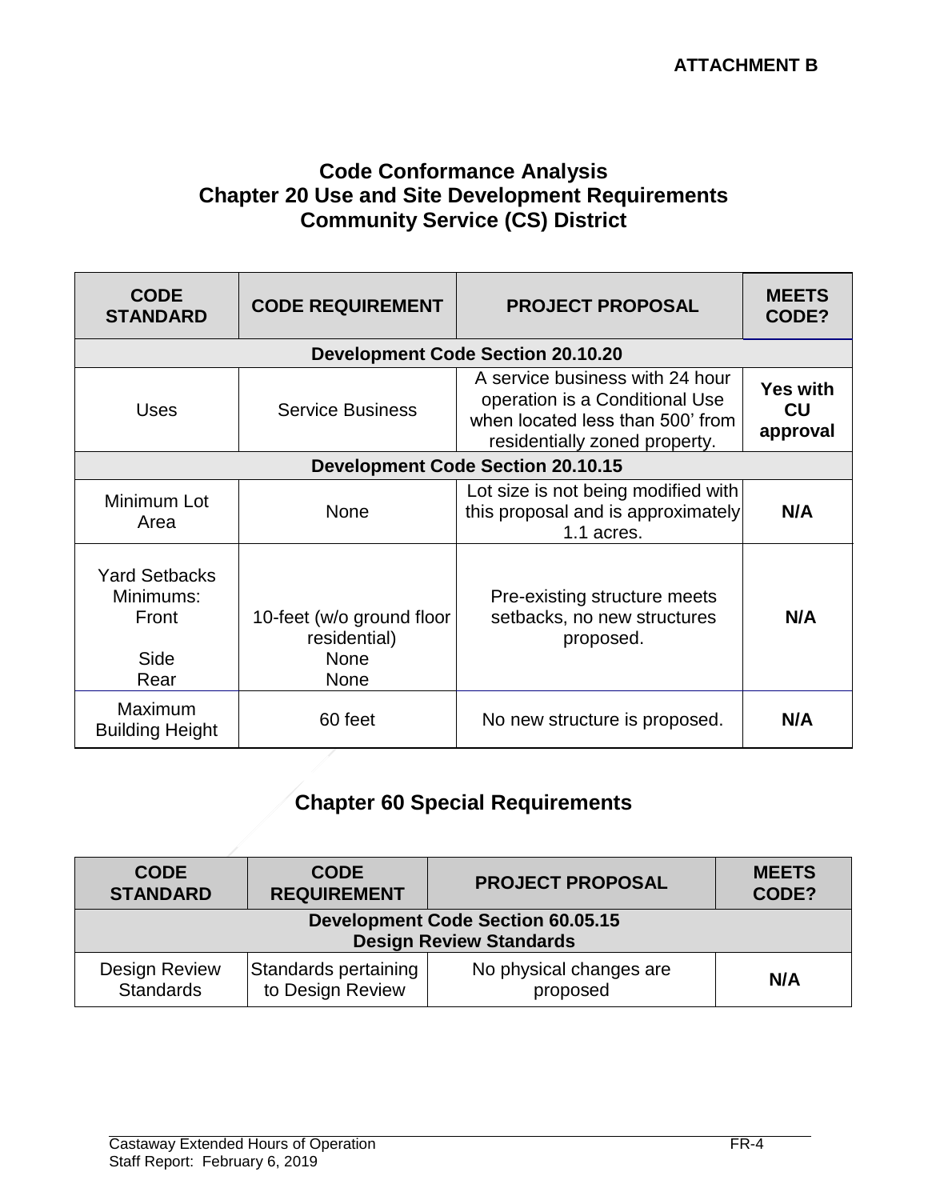**ATTACHMENT B**

## Code Conformance Analysis
## Chapter 20 Use and Site Development Requirements
## Community Service (CS) District

| CODE STANDARD | CODE REQUIREMENT | PROJECT PROPOSAL | MEETS CODE? |
|---|---|---|---|
| **Development Code Section 20.10.20** | | | |
| Uses | Service Business | A service business with 24 hour operation is a Conditional Use when located less than 500' from residentially zoned property. | **Yes with CU approval** |
| **Development Code Section 20.10.15** | | | |
| Minimum Lot Area | None | Lot size is not being modified with this proposal and is approximately 1.1 acres. | **N/A** |
| Yard Setbacks Minimums:<br>Front<br>Side<br>Rear | 10-feet (w/o ground floor residential)<br>None<br>None | Pre-existing structure meets setbacks, no new structures proposed. | **N/A** |
| Maximum Building Height | 60 feet | No new structure is proposed. | **N/A** |

## Chapter 60 Special Requirements

| CODE STANDARD | CODE REQUIREMENT | PROJECT PROPOSAL | MEETS CODE? |
|---|---|---|---|
| **Development Code Section 60.05.15 Design Review Standards** | | | |
| Design Review Standards | Standards pertaining to Design Review | No physical changes are proposed | **N/A** |

Castaway Extended Hours of Operation
Staff Report: February 6, 2019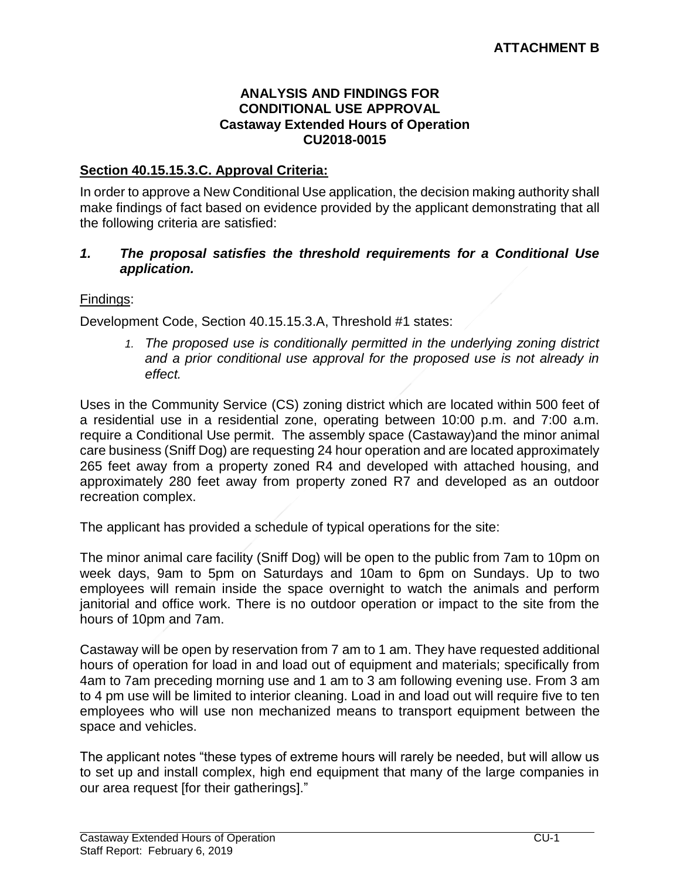**ATTACHMENT B**

**ANALYSIS AND FINDINGS FOR CONDITIONAL USE APPROVAL**
**Castaway Extended Hours of Operation**
**CU2018-0015**

## Section 40.15.15.3.C. Approval Criteria:

In order to approve a New Conditional Use application, the decision making authority shall make findings of fact based on evidence provided by the applicant demonstrating that all the following criteria are satisfied:

***1. The proposal satisfies the threshold requirements for a Conditional Use application.***

Findings:

Development Code, Section 40.15.15.3.A, Threshold #1 states:

> *1. The proposed use is conditionally permitted in the underlying zoning district and a prior conditional use approval for the proposed use is not already in effect.*

Uses in the Community Service (CS) zoning district which are located within 500 feet of a residential use in a residential zone, operating between 10:00 p.m. and 7:00 a.m. require a Conditional Use permit. The assembly space (Castaway)and the minor animal care business (Sniff Dog) are requesting 24 hour operation and are located approximately 265 feet away from a property zoned R4 and developed with attached housing, and approximately 280 feet away from property zoned R7 and developed as an outdoor recreation complex.

The applicant has provided a schedule of typical operations for the site:

The minor animal care facility (Sniff Dog) will be open to the public from 7am to 10pm on week days, 9am to 5pm on Saturdays and 10am to 6pm on Sundays. Up to two employees will remain inside the space overnight to watch the animals and perform janitorial and office work. There is no outdoor operation or impact to the site from the hours of 10pm and 7am.

Castaway will be open by reservation from 7 am to 1 am. They have requested additional hours of operation for load in and load out of equipment and materials; specifically from 4am to 7am preceding morning use and 1 am to 3 am following evening use. From 3 am to 4 pm use will be limited to interior cleaning. Load in and load out will require five to ten employees who will use non mechanized means to transport equipment between the space and vehicles.

The applicant notes "these types of extreme hours will rarely be needed, but will allow us to set up and install complex, high end equipment that many of the large companies in our area request [for their gatherings]."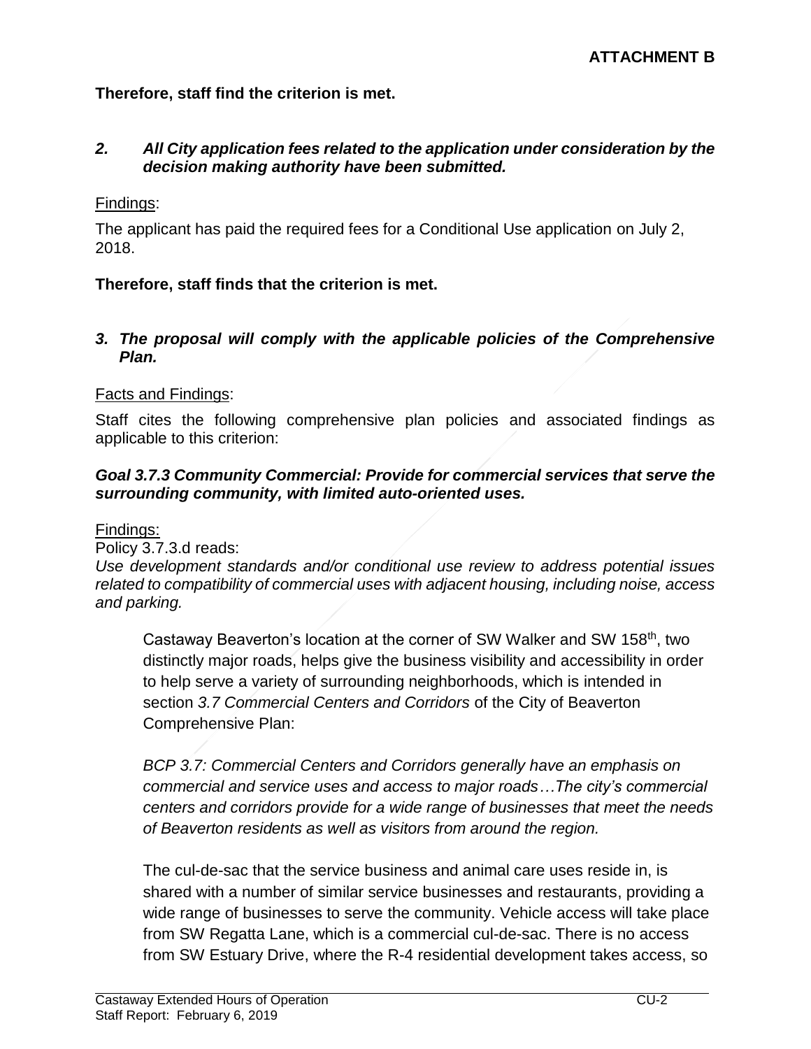**Therefore, staff find the criterion is met.**

2. ***All City application fees related to the application under consideration by the decision making authority have been submitted.***

Findings:

The applicant has paid the required fees for a Conditional Use application on July 2, 2018.

**Therefore, staff finds that the criterion is met.**

3. ***The proposal will comply with the applicable policies of the Comprehensive Plan.***

Facts and Findings:

Staff cites the following comprehensive plan policies and associated findings as applicable to this criterion:

***Goal 3.7.3 Community Commercial: Provide for commercial services that serve the surrounding community, with limited auto-oriented uses.***

Findings:

Policy 3.7.3.d reads:

*Use development standards and/or conditional use review to address potential issues related to compatibility of commercial uses with adjacent housing, including noise, access and parking.*

> Castaway Beaverton's location at the corner of SW Walker and SW 158th, two distinctly major roads, helps give the business visibility and accessibility in order to help serve a variety of surrounding neighborhoods, which is intended in section *3.7 Commercial Centers and Corridors* of the City of Beaverton Comprehensive Plan:
>
> *BCP 3.7: Commercial Centers and Corridors generally have an emphasis on commercial and service uses and access to major roads…The city's commercial centers and corridors provide for a wide range of businesses that meet the needs of Beaverton residents as well as visitors from around the region.*
>
> The cul-de-sac that the service business and animal care uses reside in, is shared with a number of similar service businesses and restaurants, providing a wide range of businesses to serve the community. Vehicle access will take place from SW Regatta Lane, which is a commercial cul-de-sac. There is no access from SW Estuary Drive, where the R-4 residential development takes access, so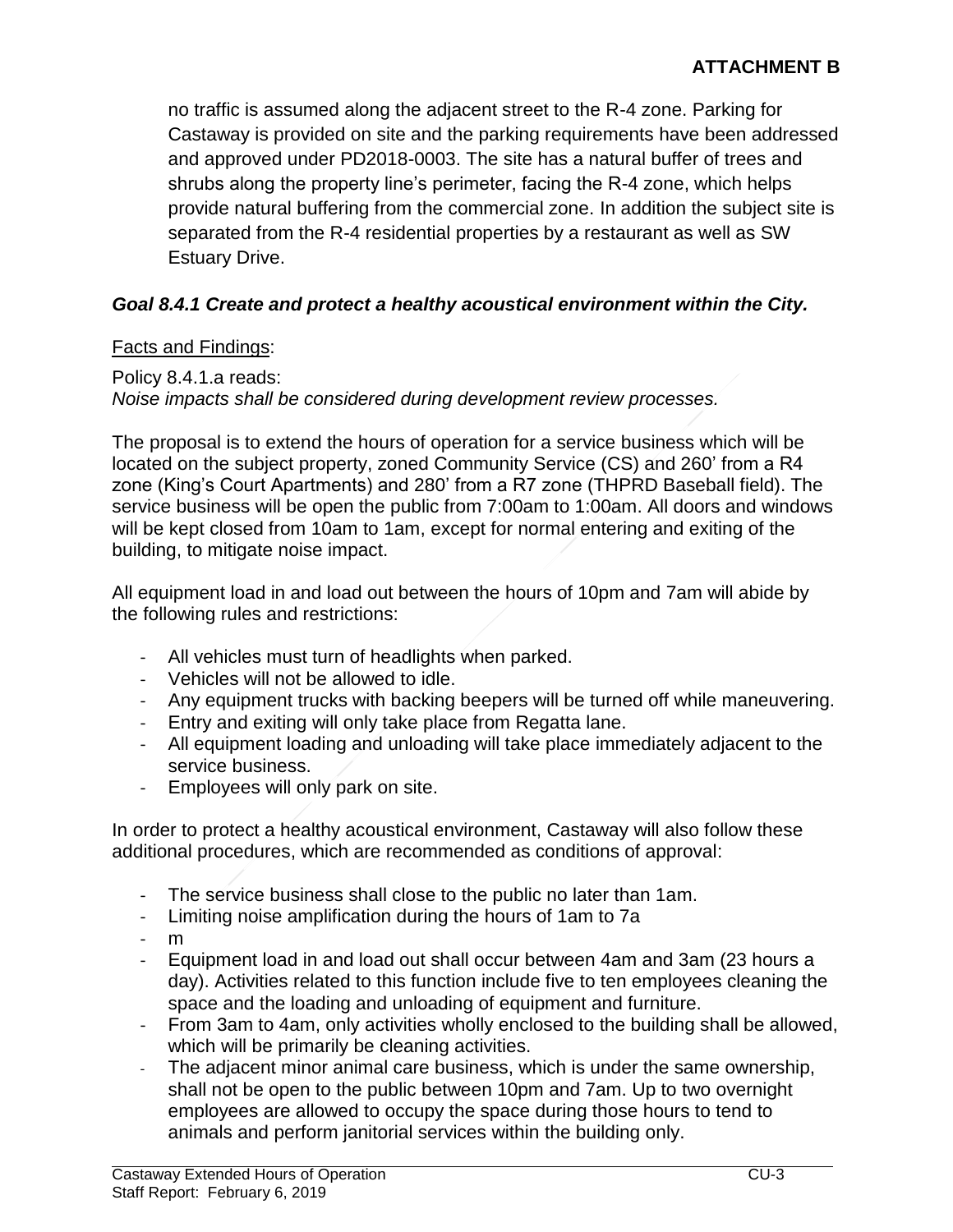no traffic is assumed along the adjacent street to the R-4 zone. Parking for Castaway is provided on site and the parking requirements have been addressed and approved under PD2018-0003. The site has a natural buffer of trees and shrubs along the property line's perimeter, facing the R-4 zone, which helps provide natural buffering from the commercial zone. In addition the subject site is separated from the R-4 residential properties by a restaurant as well as SW Estuary Drive.

***Goal 8.4.1 Create and protect a healthy acoustical environment within the City.***

Facts and Findings:

Policy 8.4.1.a reads:
*Noise impacts shall be considered during development review processes.*

The proposal is to extend the hours of operation for a service business which will be located on the subject property, zoned Community Service (CS) and 260' from a R4 zone (King's Court Apartments) and 280' from a R7 zone (THPRD Baseball field). The service business will be open the public from 7:00am to 1:00am. All doors and windows will be kept closed from 10am to 1am, except for normal entering and exiting of the building, to mitigate noise impact.

All equipment load in and load out between the hours of 10pm and 7am will abide by the following rules and restrictions:

- All vehicles must turn of headlights when parked.
- Vehicles will not be allowed to idle.
- Any equipment trucks with backing beepers will be turned off while maneuvering.
- Entry and exiting will only take place from Regatta lane.
- All equipment loading and unloading will take place immediately adjacent to the service business.
- Employees will only park on site.

In order to protect a healthy acoustical environment, Castaway will also follow these additional procedures, which are recommended as conditions of approval:

- The service business shall close to the public no later than 1am.
- Limiting noise amplification during the hours of 1am to 7a
- m
- Equipment load in and load out shall occur between 4am and 3am (23 hours a day). Activities related to this function include five to ten employees cleaning the space and the loading and unloading of equipment and furniture.
- From 3am to 4am, only activities wholly enclosed to the building shall be allowed, which will be primarily be cleaning activities.
- The adjacent minor animal care business, which is under the same ownership, shall not be open to the public between 10pm and 7am. Up to two overnight employees are allowed to occupy the space during those hours to tend to animals and perform janitorial services within the building only.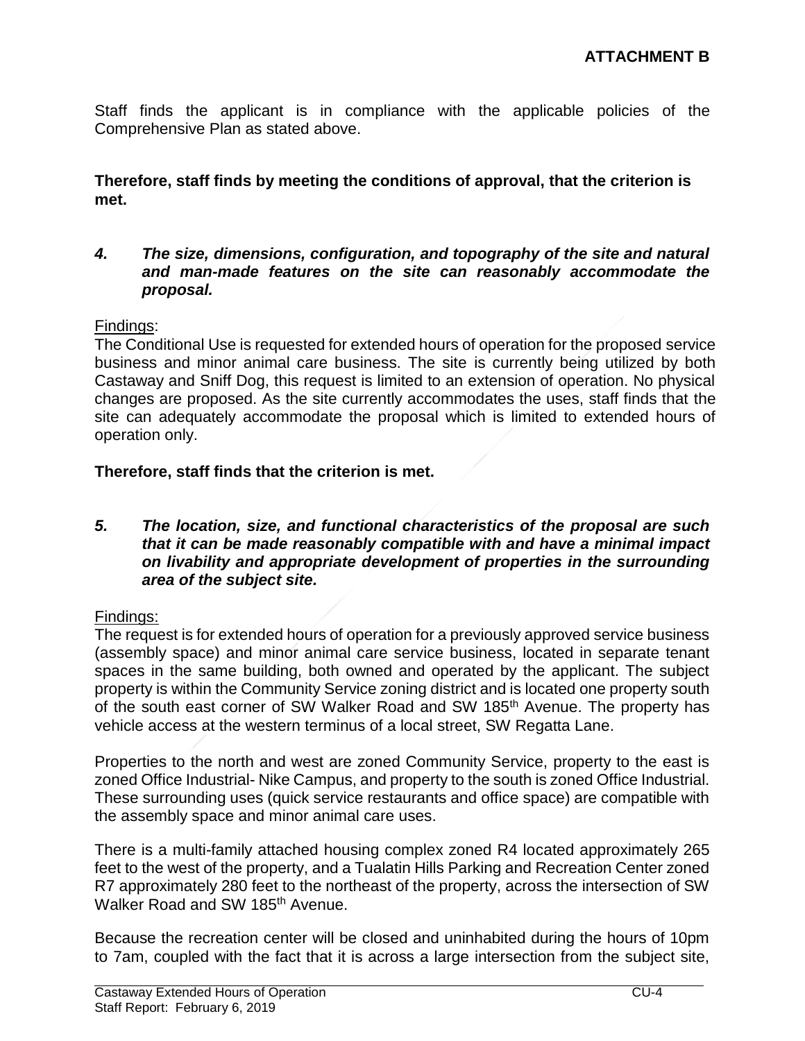**ATTACHMENT B**

Staff finds the applicant is in compliance with the applicable policies of the Comprehensive Plan as stated above.

**Therefore, staff finds by meeting the conditions of approval, that the criterion is met.**

***4. The size, dimensions, configuration, and topography of the site and natural and man-made features on the site can reasonably accommodate the proposal.***

Findings:

The Conditional Use is requested for extended hours of operation for the proposed service business and minor animal care business. The site is currently being utilized by both Castaway and Sniff Dog, this request is limited to an extension of operation. No physical changes are proposed. As the site currently accommodates the uses, staff finds that the site can adequately accommodate the proposal which is limited to extended hours of operation only.

**Therefore, staff finds that the criterion is met.**

***5. The location, size, and functional characteristics of the proposal are such that it can be made reasonably compatible with and have a minimal impact on livability and appropriate development of properties in the surrounding area of the subject site.***

Findings:

The request is for extended hours of operation for a previously approved service business (assembly space) and minor animal care service business, located in separate tenant spaces in the same building, both owned and operated by the applicant. The subject property is within the Community Service zoning district and is located one property south of the south east corner of SW Walker Road and SW 185th Avenue. The property has vehicle access at the western terminus of a local street, SW Regatta Lane.

Properties to the north and west are zoned Community Service, property to the east is zoned Office Industrial- Nike Campus, and property to the south is zoned Office Industrial. These surrounding uses (quick service restaurants and office space) are compatible with the assembly space and minor animal care uses.

There is a multi-family attached housing complex zoned R4 located approximately 265 feet to the west of the property, and a Tualatin Hills Parking and Recreation Center zoned R7 approximately 280 feet to the northeast of the property, across the intersection of SW Walker Road and SW 185th Avenue.

Because the recreation center will be closed and uninhabited during the hours of 10pm to 7am, coupled with the fact that it is across a large intersection from the subject site,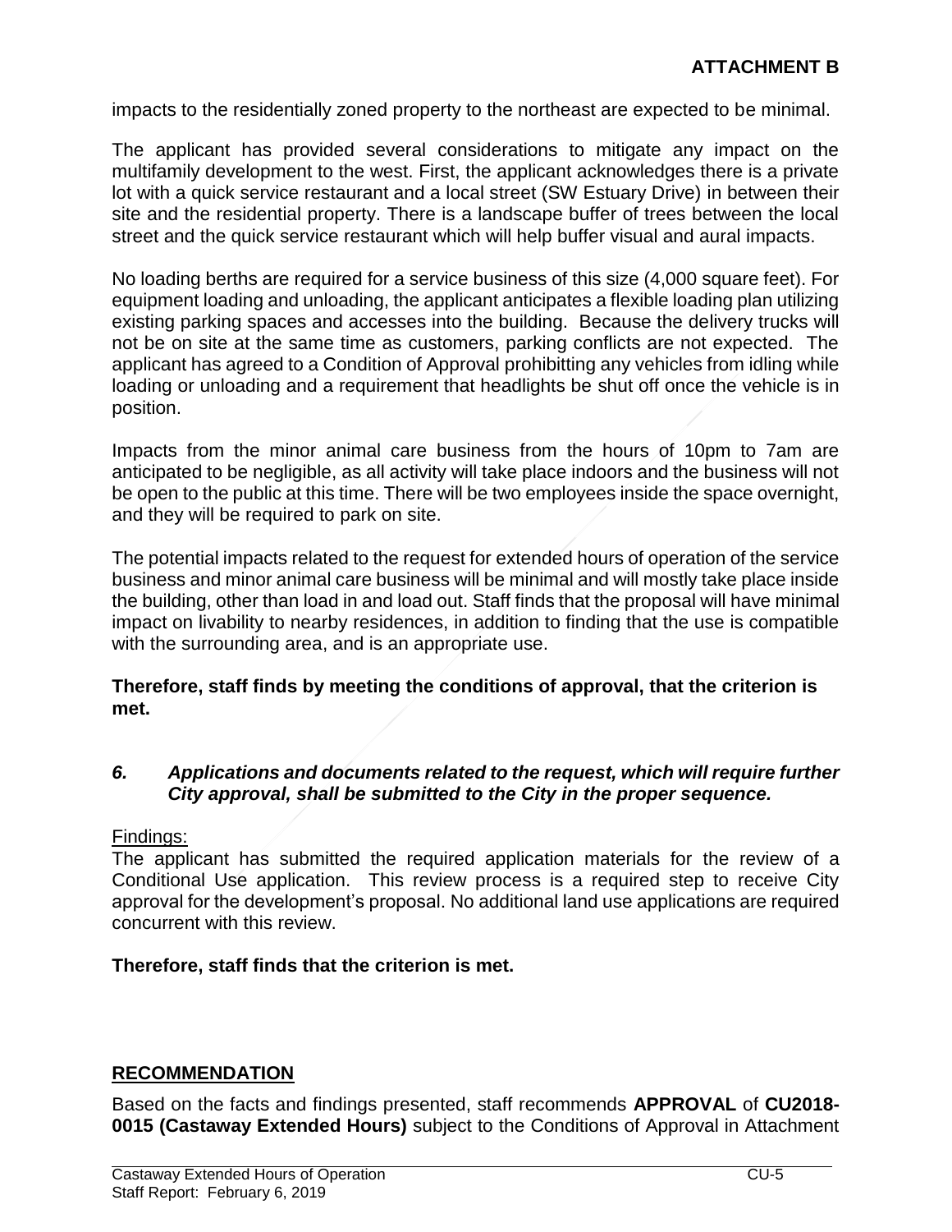**ATTACHMENT B**

impacts to the residentially zoned property to the northeast are expected to be minimal.

The applicant has provided several considerations to mitigate any impact on the multifamily development to the west. First, the applicant acknowledges there is a private lot with a quick service restaurant and a local street (SW Estuary Drive) in between their site and the residential property. There is a landscape buffer of trees between the local street and the quick service restaurant which will help buffer visual and aural impacts.

No loading berths are required for a service business of this size (4,000 square feet). For equipment loading and unloading, the applicant anticipates a flexible loading plan utilizing existing parking spaces and accesses into the building. Because the delivery trucks will not be on site at the same time as customers, parking conflicts are not expected. The applicant has agreed to a Condition of Approval prohibitting any vehicles from idling while loading or unloading and a requirement that headlights be shut off once the vehicle is in position.

Impacts from the minor animal care business from the hours of 10pm to 7am are anticipated to be negligible, as all activity will take place indoors and the business will not be open to the public at this time. There will be two employees inside the space overnight, and they will be required to park on site.

The potential impacts related to the request for extended hours of operation of the service business and minor animal care business will be minimal and will mostly take place inside the building, other than load in and load out. Staff finds that the proposal will have minimal impact on livability to nearby residences, in addition to finding that the use is compatible with the surrounding area, and is an appropriate use.

**Therefore, staff finds by meeting the conditions of approval, that the criterion is met.**

***6. Applications and documents related to the request, which will require further City approval, shall be submitted to the City in the proper sequence.***

Findings:
The applicant has submitted the required application materials for the review of a Conditional Use application. This review process is a required step to receive City approval for the development's proposal. No additional land use applications are required concurrent with this review.

**Therefore, staff finds that the criterion is met.**

## RECOMMENDATION

Based on the facts and findings presented, staff recommends **APPROVAL** of **CU2018-0015 (Castaway Extended Hours)** subject to the Conditions of Approval in Attachment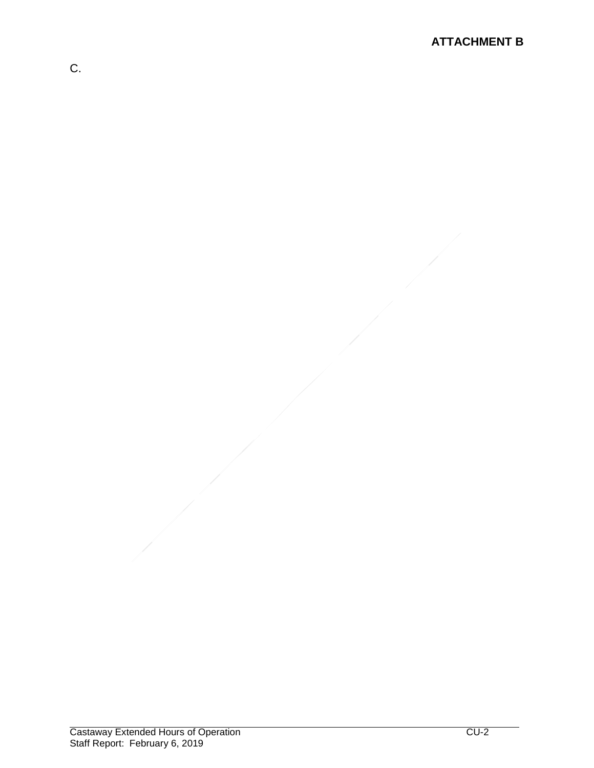**ATTACHMENT B**

C.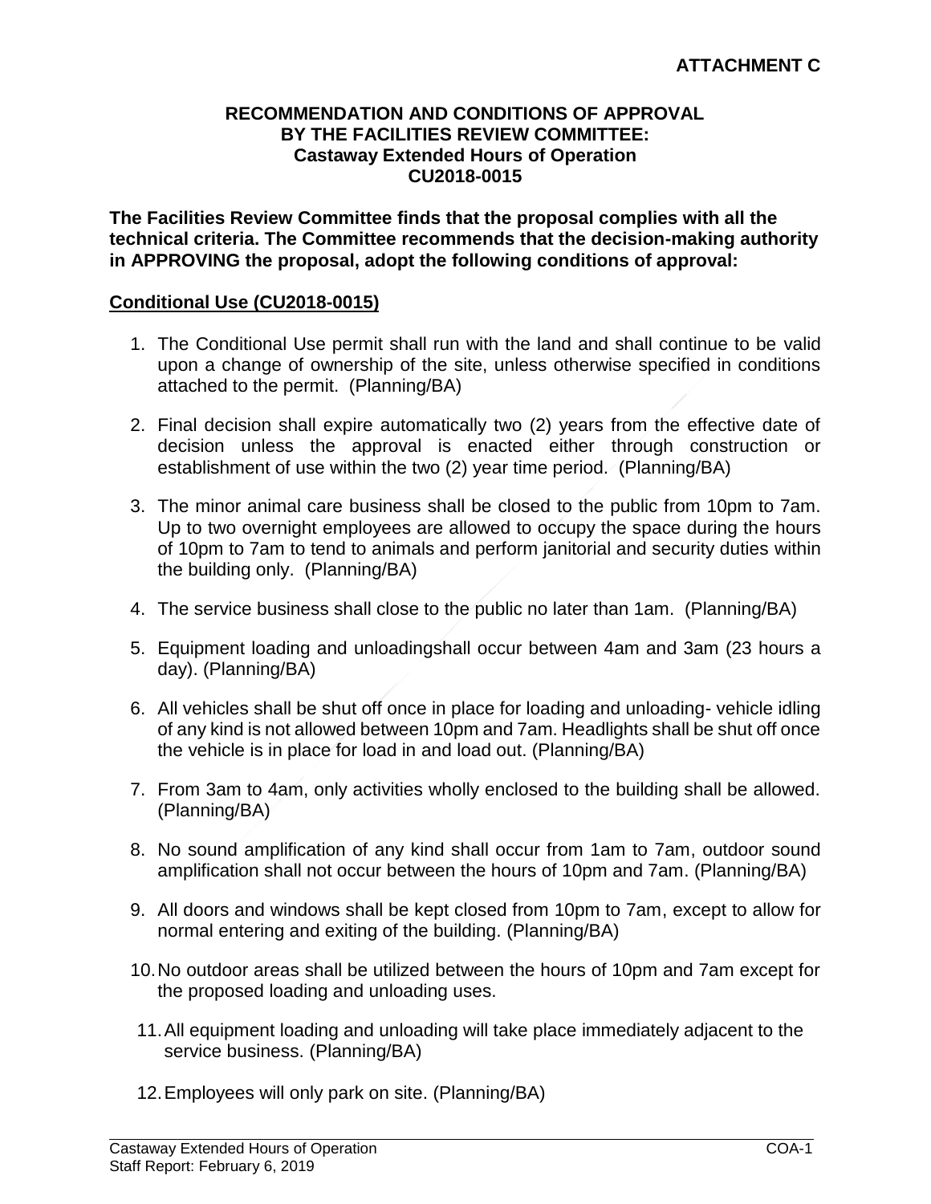**ATTACHMENT C**

**RECOMMENDATION AND CONDITIONS OF APPROVAL**
**BY THE FACILITIES REVIEW COMMITTEE:**
**Castaway Extended Hours of Operation**
**CU2018-0015**

**The Facilities Review Committee finds that the proposal complies with all the technical criteria. The Committee recommends that the decision-making authority in APPROVING the proposal, adopt the following conditions of approval:**

**Conditional Use (CU2018-0015)**

1. The Conditional Use permit shall run with the land and shall continue to be valid upon a change of ownership of the site, unless otherwise specified in conditions attached to the permit. (Planning/BA)
2. Final decision shall expire automatically two (2) years from the effective date of decision unless the approval is enacted either through construction or establishment of use within the two (2) year time period. (Planning/BA)
3. The minor animal care business shall be closed to the public from 10pm to 7am. Up to two overnight employees are allowed to occupy the space during the hours of 10pm to 7am to tend to animals and perform janitorial and security duties within the building only. (Planning/BA)
4. The service business shall close to the public no later than 1am. (Planning/BA)
5. Equipment loading and unloadingshall occur between 4am and 3am (23 hours a day). (Planning/BA)
6. All vehicles shall be shut off once in place for loading and unloading- vehicle idling of any kind is not allowed between 10pm and 7am. Headlights shall be shut off once the vehicle is in place for load in and load out. (Planning/BA)
7. From 3am to 4am, only activities wholly enclosed to the building shall be allowed. (Planning/BA)
8. No sound amplification of any kind shall occur from 1am to 7am, outdoor sound amplification shall not occur between the hours of 10pm and 7am. (Planning/BA)
9. All doors and windows shall be kept closed from 10pm to 7am, except to allow for normal entering and exiting of the building. (Planning/BA)
10. No outdoor areas shall be utilized between the hours of 10pm and 7am except for the proposed loading and unloading uses.
11. All equipment loading and unloading will take place immediately adjacent to the service business. (Planning/BA)
12. Employees will only park on site. (Planning/BA)

Castaway Extended Hours of Operation
Staff Report: February 6, 2019